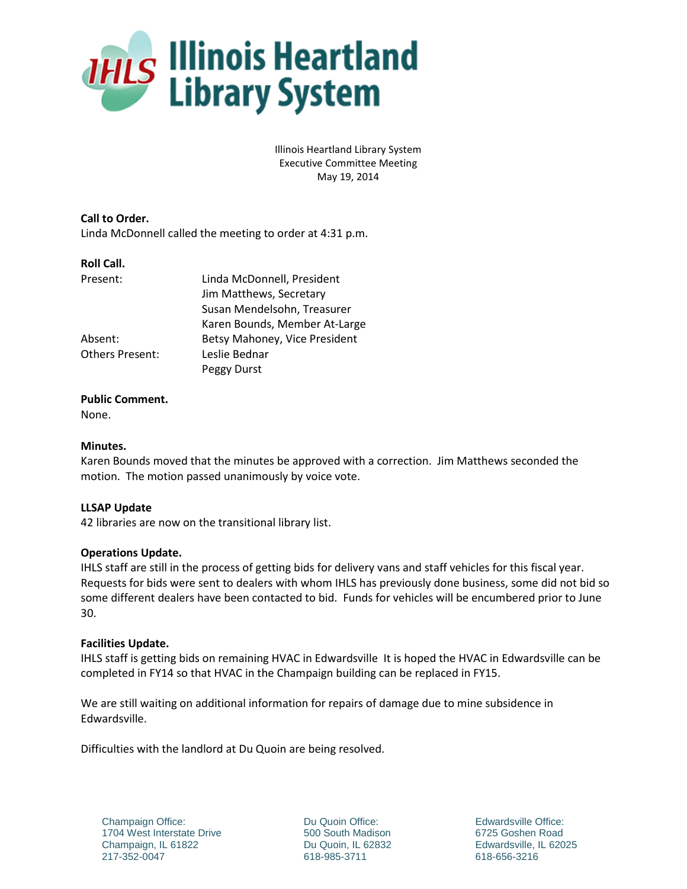# Illinois Heartland Library System

Illinois Heartland Library System
Executive Committee Meeting
May 19, 2014

**Call to Order.**
Linda McDonnell called the meeting to order at 4:31 p.m.

**Roll Call.**

| | |
|---|---|
| Present: | Linda McDonnell, President |
| | Jim Matthews, Secretary |
| | Susan Mendelsohn, Treasurer |
| | Karen Bounds, Member At-Large |
| Absent: | Betsy Mahoney, Vice President |
| Others Present: | Leslie Bednar |
| | Peggy Durst |

**Public Comment.**
None.

**Minutes.**
Karen Bounds moved that the minutes be approved with a correction. Jim Matthews seconded the motion. The motion passed unanimously by voice vote.

**LLSAP Update**
42 libraries are now on the transitional library list.

**Operations Update.**
IHLS staff are still in the process of getting bids for delivery vans and staff vehicles for this fiscal year. Requests for bids were sent to dealers with whom IHLS has previously done business, some did not bid so some different dealers have been contacted to bid. Funds for vehicles will be encumbered prior to June 30.

**Facilities Update.**
IHLS staff is getting bids on remaining HVAC in Edwardsville It is hoped the HVAC in Edwardsville can be completed in FY14 so that HVAC in the Champaign building can be replaced in FY15.

We are still waiting on additional information for repairs of damage due to mine subsidence in Edwardsville.

Difficulties with the landlord at Du Quoin are being resolved.

Champaign Office:
1704 West Interstate Drive
Champaign, IL 61822
217-352-0047

Du Quoin Office:
500 South Madison
Du Quoin, IL 62832
618-985-3711

Edwardsville Office:
6725 Goshen Road
Edwardsville, IL 62025
618-656-3216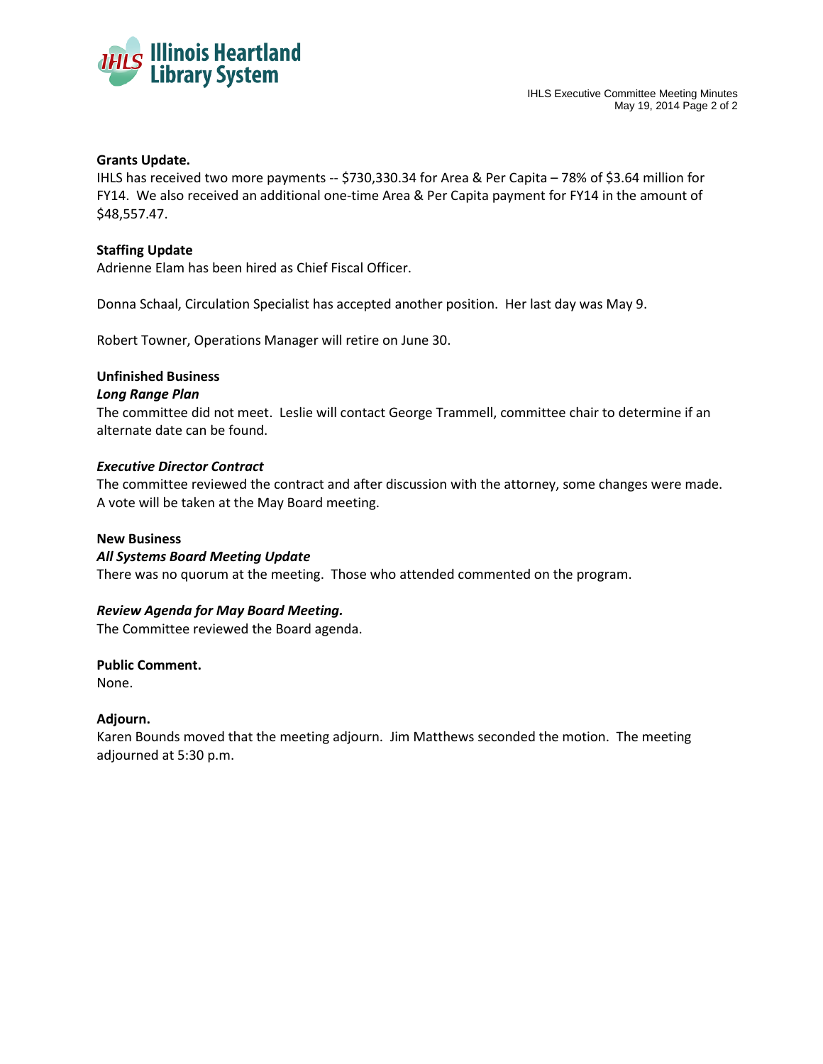**Grants Update.**
IHLS has received two more payments -- $730,330.34 for Area & Per Capita – 78% of $3.64 million for FY14. We also received an additional one-time Area & Per Capita payment for FY14 in the amount of $48,557.47.

**Staffing Update**
Adrienne Elam has been hired as Chief Fiscal Officer.

Donna Schaal, Circulation Specialist has accepted another position. Her last day was May 9.

Robert Towner, Operations Manager will retire on June 30.

**Unfinished Business**
***Long Range Plan***
The committee did not meet. Leslie will contact George Trammell, committee chair to determine if an alternate date can be found.

***Executive Director Contract***
The committee reviewed the contract and after discussion with the attorney, some changes were made. A vote will be taken at the May Board meeting.

**New Business**
***All Systems Board Meeting Update***
There was no quorum at the meeting. Those who attended commented on the program.

***Review Agenda for May Board Meeting.***
The Committee reviewed the Board agenda.

**Public Comment.**
None.

**Adjourn.**
Karen Bounds moved that the meeting adjourn. Jim Matthews seconded the motion. The meeting adjourned at 5:30 p.m.